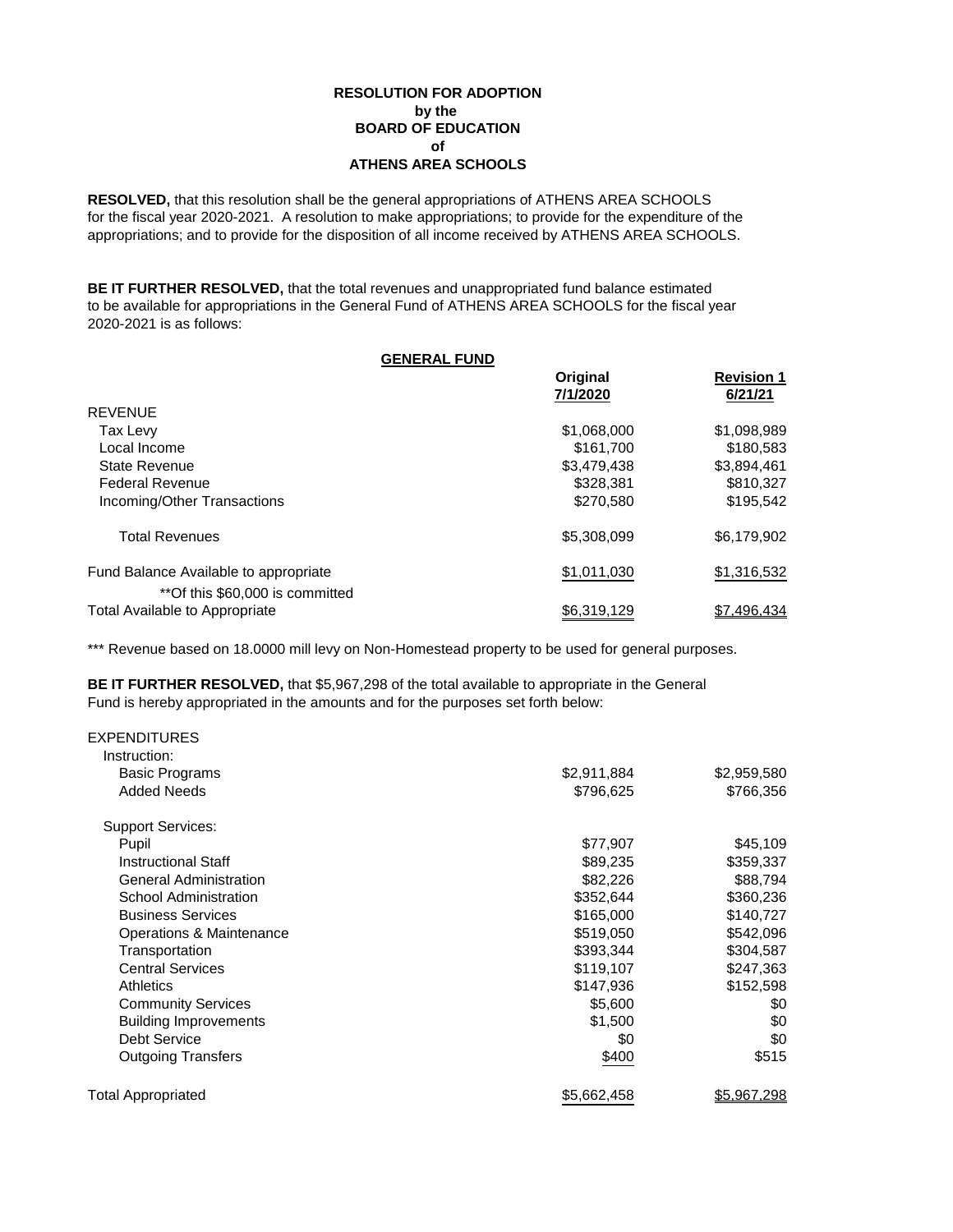**RESOLUTION FOR ADOPTION**
**by the**
**BOARD OF EDUCATION**
**of**
**ATHENS AREA SCHOOLS**

**RESOLVED,** that this resolution shall be the general appropriations of ATHENS AREA SCHOOLS for the fiscal year 2020-2021. A resolution to make appropriations; to provide for the expenditure of the appropriations; and to provide for the disposition of all income received by ATHENS AREA SCHOOLS.

**BE IT FURTHER RESOLVED,** that the total revenues and unappropriated fund balance estimated to be available for appropriations in the General Fund of ATHENS AREA SCHOOLS for the fiscal year 2020-2021 is as follows:

**GENERAL FUND**

| | Original 7/1/2020 | Revision 1 6/21/21 |
|---|---|---|
| REVENUE | | |
| Tax Levy | $1,068,000 | $1,098,989 |
| Local Income | $161,700 | $180,583 |
| State Revenue | $3,479,438 | $3,894,461 |
| Federal Revenue | $328,381 | $810,327 |
| Incoming/Other Transactions | $270,580 | $195,542 |
| Total Revenues | $5,308,099 | $6,179,902 |
| Fund Balance Available to appropriate | $1,011,030 | $1,316,532 |
| **Of this $60,000 is committed | | |
| Total Available to Appropriate | $6,319,129 | $7,496,434 |

*** Revenue based on 18.0000 mill levy on Non-Homestead property to be used for general purposes.

**BE IT FURTHER RESOLVED,** that $5,967,298 of the total available to appropriate in the General Fund is hereby appropriated in the amounts and for the purposes set forth below:

| | Original 7/1/2020 | Revision 1 6/21/21 |
|---|---|---|
| EXPENDITURES | | |
| Instruction: | | |
| Basic Programs | $2,911,884 | $2,959,580 |
| Added Needs | $796,625 | $766,356 |
| Support Services: | | |
| Pupil | $77,907 | $45,109 |
| Instructional Staff | $89,235 | $359,337 |
| General Administration | $82,226 | $88,794 |
| School Administration | $352,644 | $360,236 |
| Business Services | $165,000 | $140,727 |
| Operations & Maintenance | $519,050 | $542,096 |
| Transportation | $393,344 | $304,587 |
| Central Services | $119,107 | $247,363 |
| Athletics | $147,936 | $152,598 |
| Community Services | $5,600 | $0 |
| Building Improvements | $1,500 | $0 |
| Debt Service | $0 | $0 |
| Outgoing Transfers | $400 | $515 |
| Total Appropriated | $5,662,458 | $5,967,298 |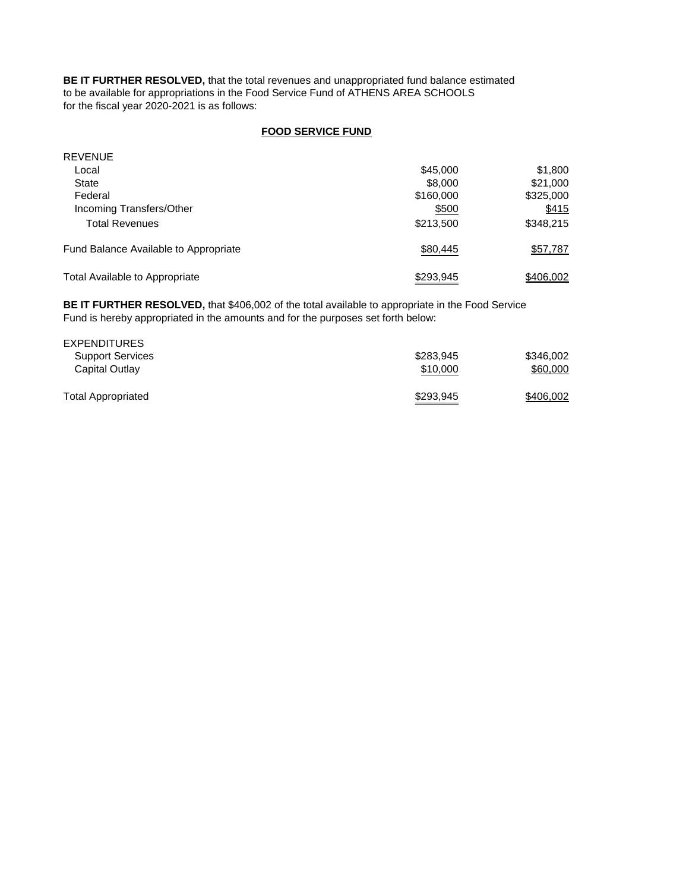**BE IT FURTHER RESOLVED,** that the total revenues and unappropriated fund balance estimated to be available for appropriations in the Food Service Fund of ATHENS AREA SCHOOLS for the fiscal year 2020-2021 is as follows:

**FOOD SERVICE FUND**

| | | |
|---|---|---|
| REVENUE | | |
| Local | \$45,000 | \$1,800 |
| State | \$8,000 | \$21,000 |
| Federal | \$160,000 | \$325,000 |
| Incoming Transfers/Other | \$500 | \$415 |
| Total Revenues | \$213,500 | \$348,215 |
| Fund Balance Available to Appropriate | \$80,445 | \$57,787 |
| Total Available to Appropriate | \$293,945 | \$406,002 |

**BE IT FURTHER RESOLVED,** that \$406,002 of the total available to appropriate in the Food Service Fund is hereby appropriated in the amounts and for the purposes set forth below:

| | | |
|---|---|---|
| EXPENDITURES | | |
| Support Services | \$283,945 | \$346,002 |
| Capital Outlay | \$10,000 | \$60,000 |
| Total Appropriated | \$293,945 | \$406,002 |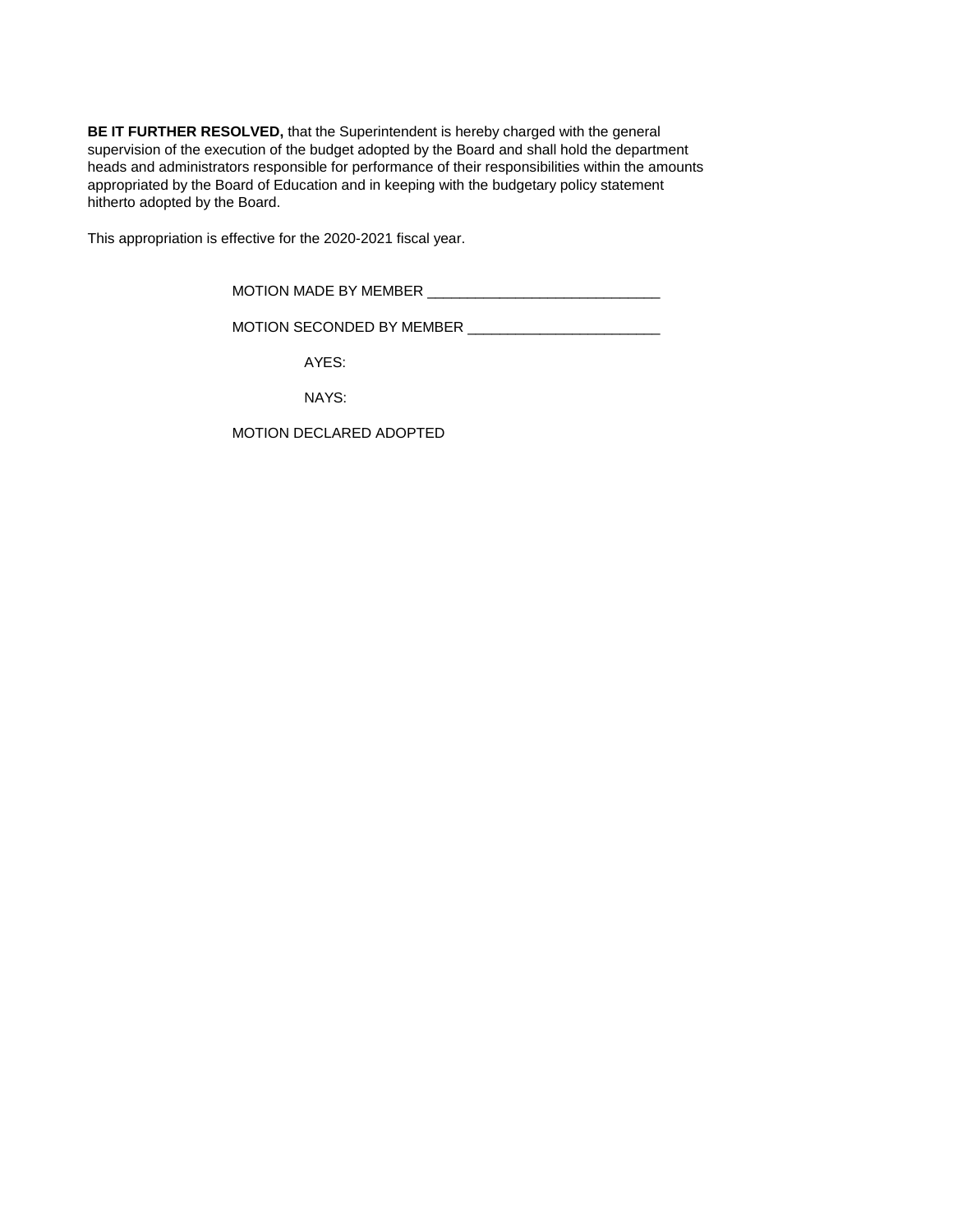**BE IT FURTHER RESOLVED,** that the Superintendent is hereby charged with the general supervision of the execution of the budget adopted by the Board and shall hold the department heads and administrators responsible for performance of their responsibilities within the amounts appropriated by the Board of Education and in keeping with the budgetary policy statement hitherto adopted by the Board.

This appropriation is effective for the 2020-2021 fiscal year.

MOTION MADE BY MEMBER _____________________________

MOTION SECONDED BY MEMBER ________________________

AYES:

NAYS:

MOTION DECLARED ADOPTED